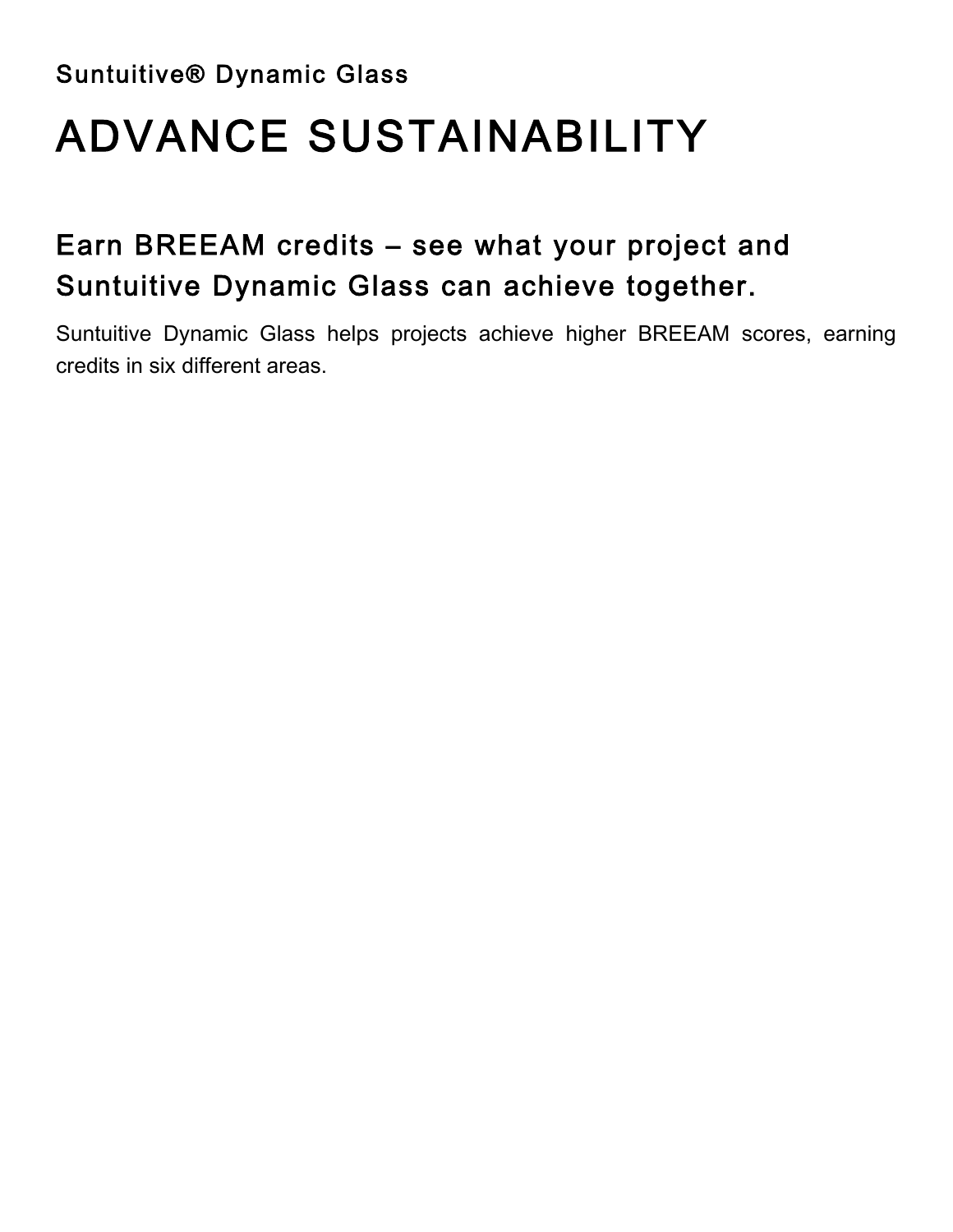Suntuitive® Dynamic Glass

# ADVANCE SUSTAINABILITY

## Earn BREEAM credits – see what your project and Suntuitive Dynamic Glass can achieve together.

Suntuitive Dynamic Glass helps projects achieve higher BREEAM scores, earning credits in six different areas.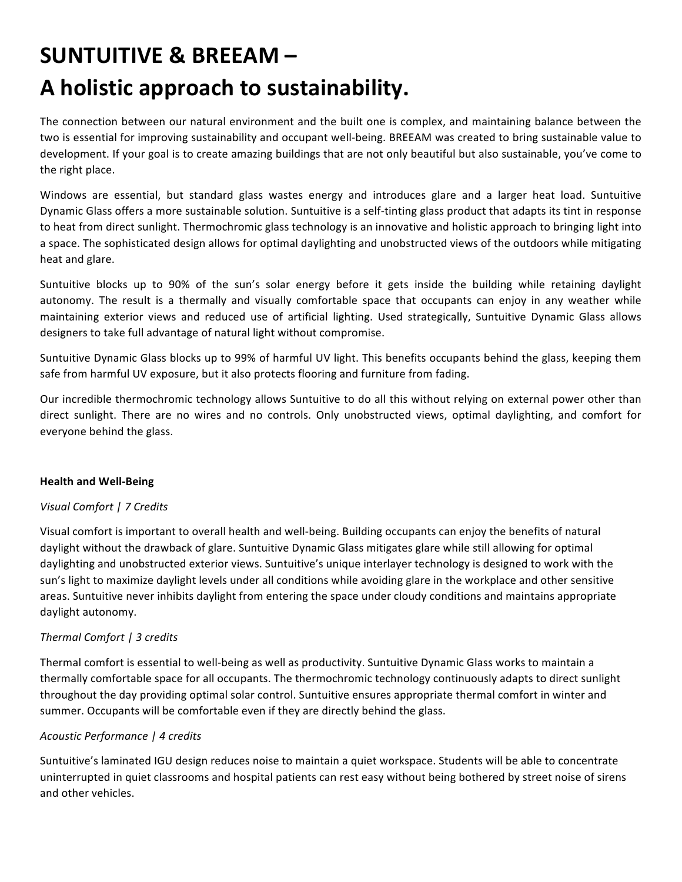# SUNTUITIVE & BREEAM – A holistic approach to sustainability.

The connection between our natural environment and the built one is complex, and maintaining balance between the two is essential for improving sustainability and occupant well-being. BREEAM was created to bring sustainable value to development. If your goal is to create amazing buildings that are not only beautiful but also sustainable, you've come to the right place.

Windows are essential, but standard glass wastes energy and introduces glare and a larger heat load. Suntuitive Dynamic Glass offers a more sustainable solution. Suntuitive is a self-tinting glass product that adapts its tint in response to heat from direct sunlight. Thermochromic glass technology is an innovative and holistic approach to bringing light into a space. The sophisticated design allows for optimal daylighting and unobstructed views of the outdoors while mitigating heat and glare.

Suntuitive blocks up to 90% of the sun's solar energy before it gets inside the building while retaining daylight autonomy. The result is a thermally and visually comfortable space that occupants can enjoy in any weather while maintaining exterior views and reduced use of artificial lighting. Used strategically, Suntuitive Dynamic Glass allows designers to take full advantage of natural light without compromise.

Suntuitive Dynamic Glass blocks up to 99% of harmful UV light. This benefits occupants behind the glass, keeping them safe from harmful UV exposure, but it also protects flooring and furniture from fading.

Our incredible thermochromic technology allows Suntuitive to do all this without relying on external power other than direct sunlight. There are no wires and no controls. Only unobstructed views, optimal daylighting, and comfort for everyone behind the glass.

**Health and Well-Being**

*Visual Comfort | 7 Credits*

Visual comfort is important to overall health and well-being. Building occupants can enjoy the benefits of natural daylight without the drawback of glare. Suntuitive Dynamic Glass mitigates glare while still allowing for optimal daylighting and unobstructed exterior views. Suntuitive's unique interlayer technology is designed to work with the sun's light to maximize daylight levels under all conditions while avoiding glare in the workplace and other sensitive areas. Suntuitive never inhibits daylight from entering the space under cloudy conditions and maintains appropriate daylight autonomy.

*Thermal Comfort | 3 credits*

Thermal comfort is essential to well-being as well as productivity. Suntuitive Dynamic Glass works to maintain a thermally comfortable space for all occupants. The thermochromic technology continuously adapts to direct sunlight throughout the day providing optimal solar control. Suntuitive ensures appropriate thermal comfort in winter and summer. Occupants will be comfortable even if they are directly behind the glass.

*Acoustic Performance | 4 credits*

Suntuitive's laminated IGU design reduces noise to maintain a quiet workspace. Students will be able to concentrate uninterrupted in quiet classrooms and hospital patients can rest easy without being bothered by street noise of sirens and other vehicles.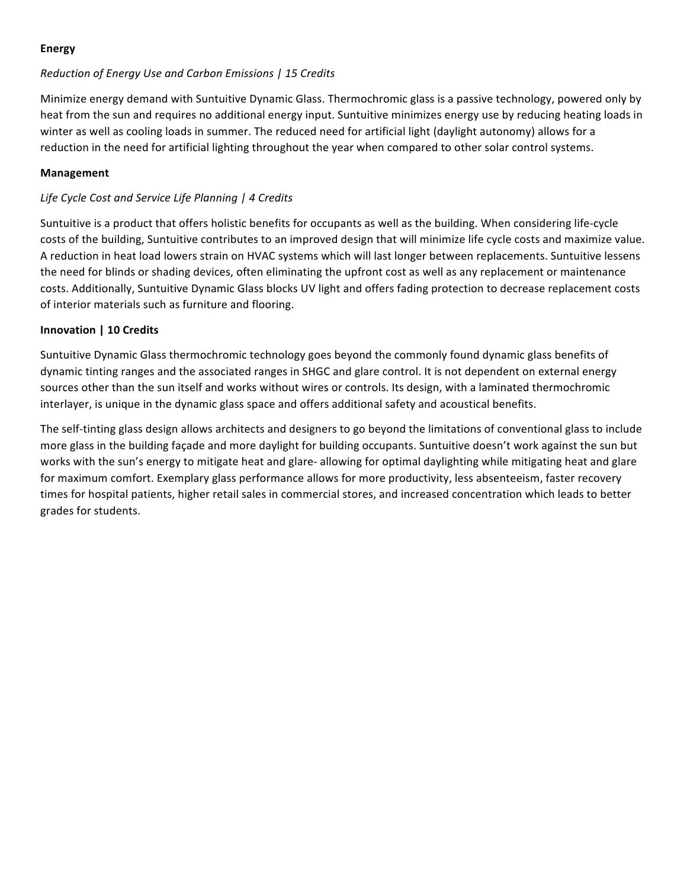**Energy**

*Reduction of Energy Use and Carbon Emissions | 15 Credits*

Minimize energy demand with Suntuitive Dynamic Glass. Thermochromic glass is a passive technology, powered only by heat from the sun and requires no additional energy input. Suntuitive minimizes energy use by reducing heating loads in winter as well as cooling loads in summer. The reduced need for artificial light (daylight autonomy) allows for a reduction in the need for artificial lighting throughout the year when compared to other solar control systems.

**Management**

*Life Cycle Cost and Service Life Planning | 4 Credits*

Suntuitive is a product that offers holistic benefits for occupants as well as the building. When considering life-cycle costs of the building, Suntuitive contributes to an improved design that will minimize life cycle costs and maximize value. A reduction in heat load lowers strain on HVAC systems which will last longer between replacements. Suntuitive lessens the need for blinds or shading devices, often eliminating the upfront cost as well as any replacement or maintenance costs. Additionally, Suntuitive Dynamic Glass blocks UV light and offers fading protection to decrease replacement costs of interior materials such as furniture and flooring.

**Innovation | 10 Credits**

Suntuitive Dynamic Glass thermochromic technology goes beyond the commonly found dynamic glass benefits of dynamic tinting ranges and the associated ranges in SHGC and glare control. It is not dependent on external energy sources other than the sun itself and works without wires or controls. Its design, with a laminated thermochromic interlayer, is unique in the dynamic glass space and offers additional safety and acoustical benefits.

The self-tinting glass design allows architects and designers to go beyond the limitations of conventional glass to include more glass in the building façade and more daylight for building occupants. Suntuitive doesn't work against the sun but works with the sun's energy to mitigate heat and glare- allowing for optimal daylighting while mitigating heat and glare for maximum comfort. Exemplary glass performance allows for more productivity, less absenteeism, faster recovery times for hospital patients, higher retail sales in commercial stores, and increased concentration which leads to better grades for students.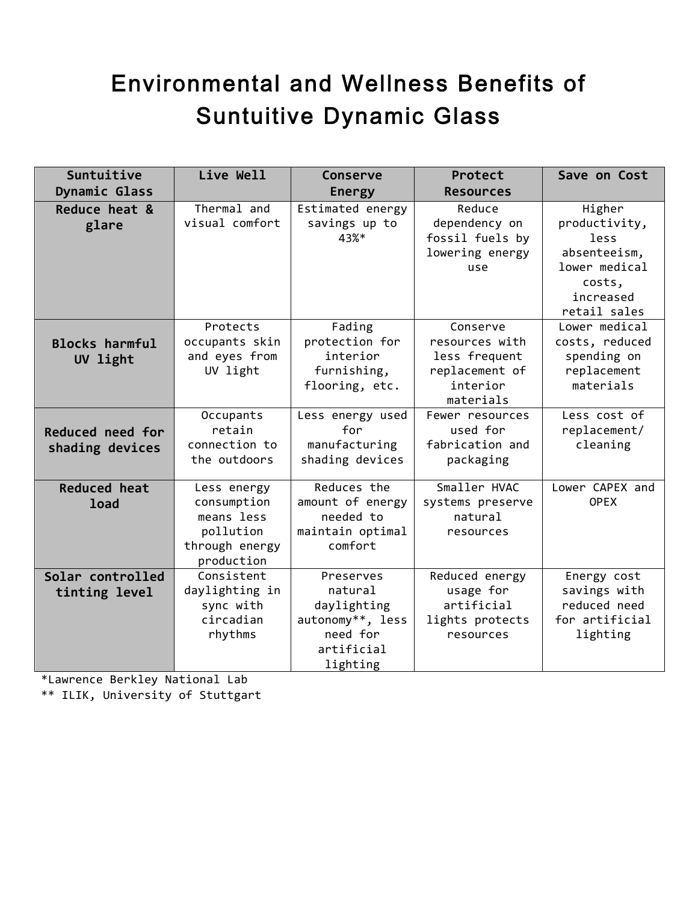# Environmental and Wellness Benefits of Suntuitive Dynamic Glass

| Suntuitive Dynamic Glass | Live Well | Conserve Energy | Protect Resources | Save on Cost |
|---|---|---|---|---|
| **Reduce heat & glare** | Thermal and visual comfort | Estimated energy savings up to 43%* | Reduce dependency on fossil fuels by lowering energy use | Higher productivity, less absenteeism, lower medical costs, increased retail sales |
| **Blocks harmful UV light** | Protects occupants skin and eyes from UV light | Fading protection for interior furnishing, flooring, etc. | Conserve resources with less frequent replacement of interior materials | Lower medical costs, reduced spending on replacement materials |
| **Reduced need for shading devices** | Occupants retain connection to the outdoors | Less energy used for manufacturing shading devices | Fewer resources used for fabrication and packaging | Less cost of replacement/ cleaning |
| **Reduced heat load** | Less energy consumption means less pollution through energy production | Reduces the amount of energy needed to maintain optimal comfort | Smaller HVAC systems preserve natural resources | Lower CAPEX and OPEX |
| **Solar controlled tinting level** | Consistent daylighting in sync with circadian rhythms | Preserves natural daylighting autonomy**, less need for artificial lighting | Reduced energy usage for artificial lights protects resources | Energy cost savings with reduced need for artificial lighting |

*Lawrence Berkley National Lab

** ILIK, University of Stuttgart